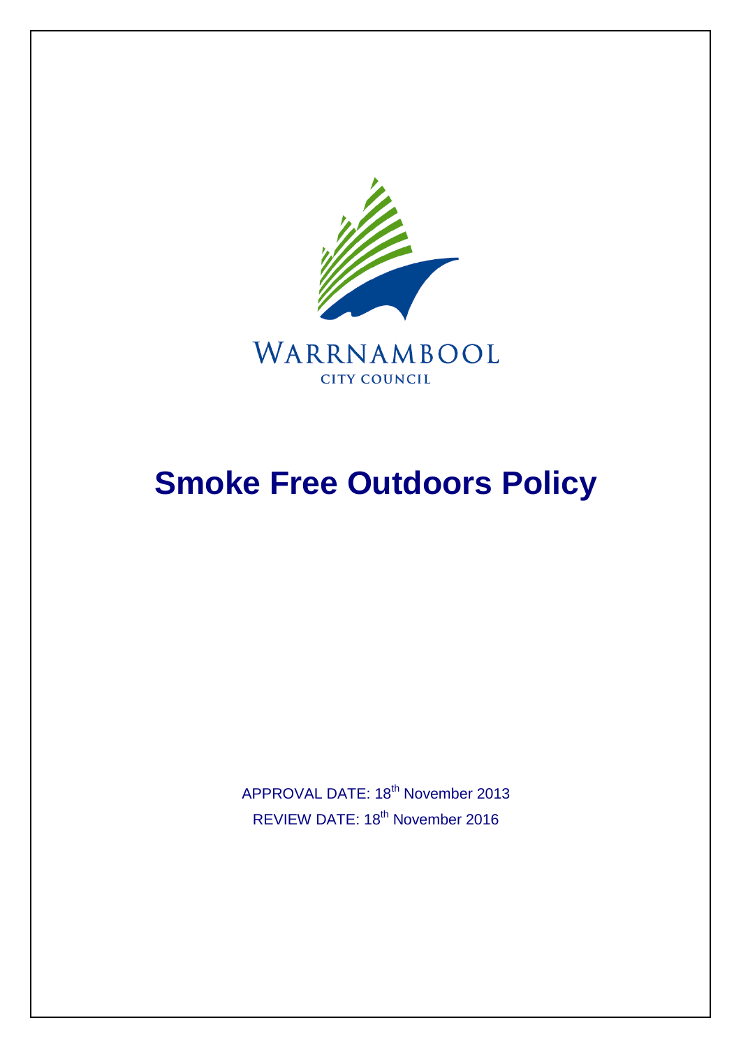WARRNAMBOOL

CITY COUNCIL

# Smoke Free Outdoors Policy

APPROVAL DATE: 18th November 2013

REVIEW DATE: 18th November 2016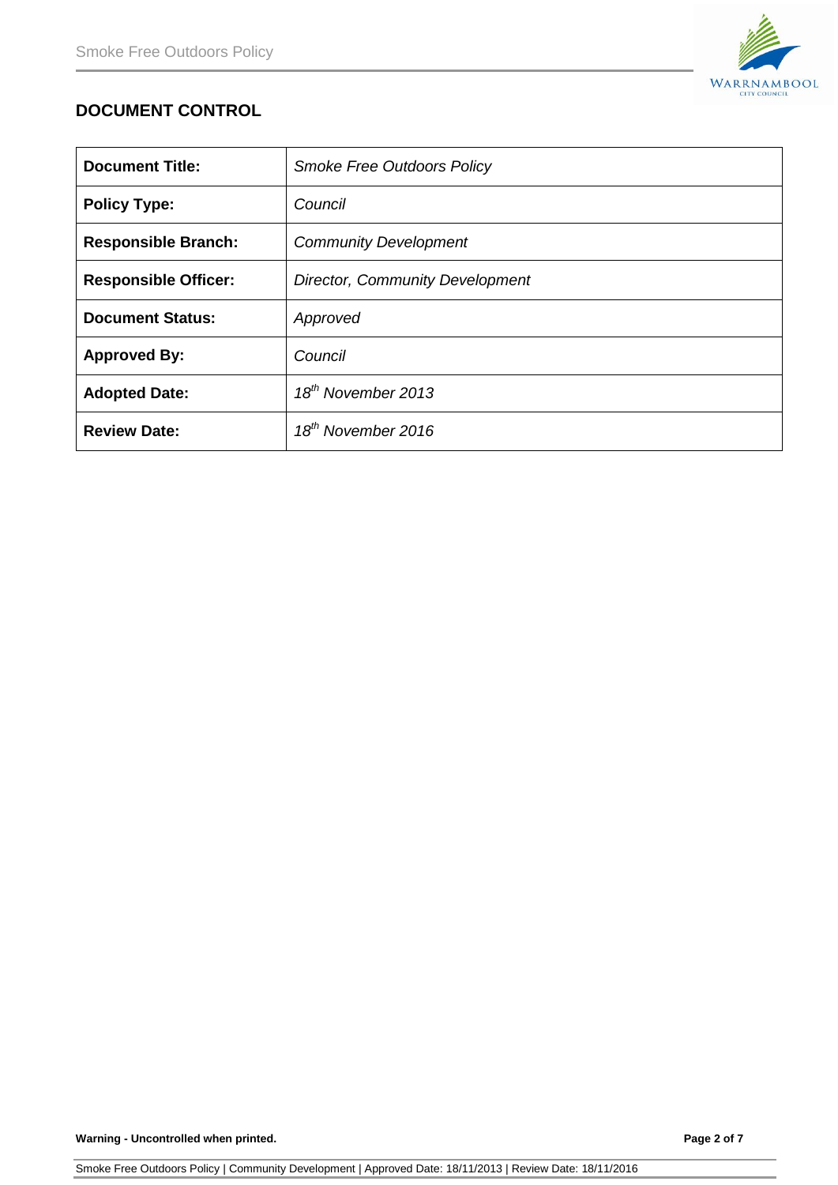## DOCUMENT CONTROL

| | |
|---|---|
| **Document Title:** | *Smoke Free Outdoors Policy* |
| **Policy Type:** | *Council* |
| **Responsible Branch:** | *Community Development* |
| **Responsible Officer:** | *Director, Community Development* |
| **Document Status:** | *Approved* |
| **Approved By:** | *Council* |
| **Adopted Date:** | *18th November 2013* |
| **Review Date:** | *18th November 2016* |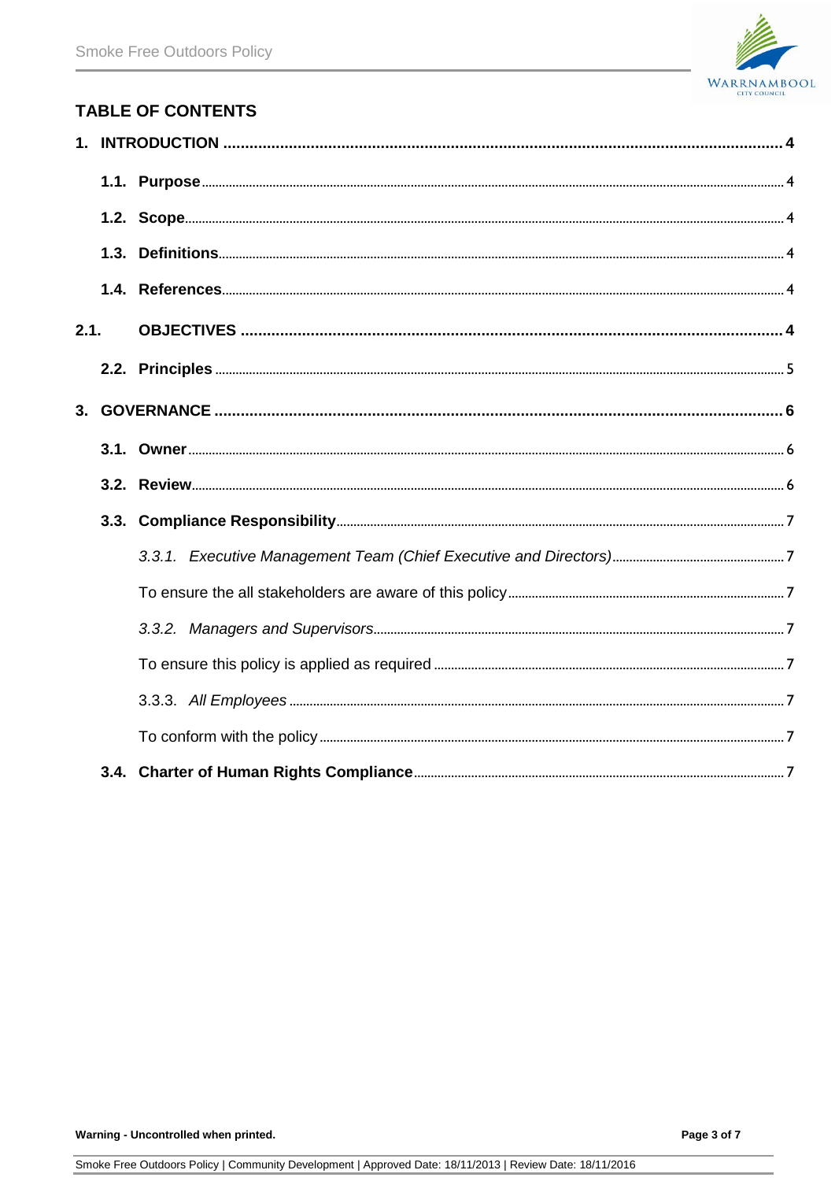## TABLE OF CONTENTS

**1. INTRODUCTION .......... 4**

- **1.1. Purpose** .......... 4
- **1.2. Scope** .......... 4
- **1.3. Definitions** .......... 4
- **1.4. References** .......... 4

**2.1. OBJECTIVES .......... 4**

- **2.2. Principles** .......... 5

**3. GOVERNANCE .......... 6**

- **3.1. Owner** .......... 6
- **3.2. Review** .......... 6
- **3.3. Compliance Responsibility** .......... 7
  - *3.3.1. Executive Management Team (Chief Executive and Directors)* .......... 7
  - To ensure the all stakeholders are aware of this policy .......... 7
  - *3.3.2. Managers and Supervisors* .......... 7
  - To ensure this policy is applied as required .......... 7
  - 3.3.3. *All Employees* .......... 7
  - To conform with the policy .......... 7
- **3.4. Charter of Human Rights Compliance** .......... 7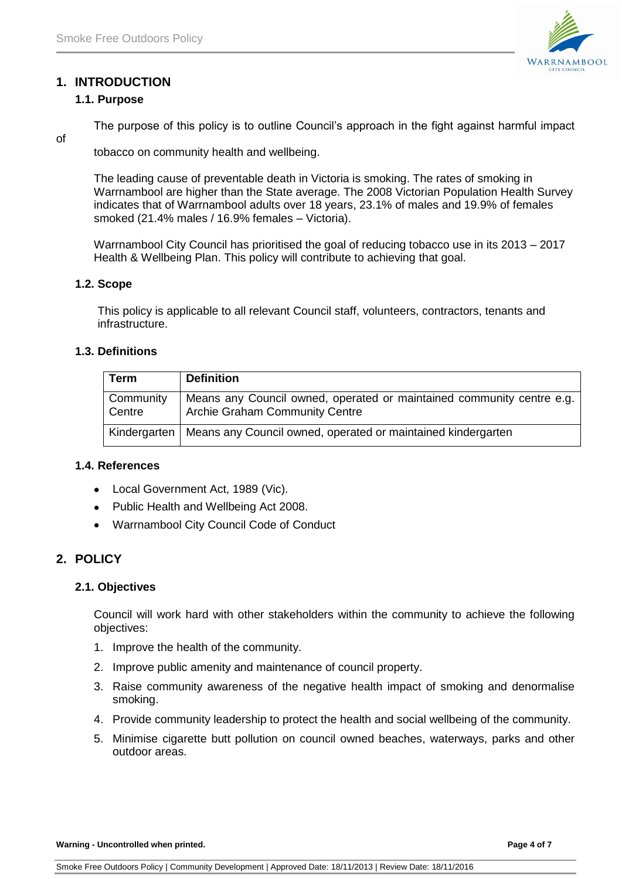# 1. INTRODUCTION

## 1.1. Purpose

The purpose of this policy is to outline Council's approach in the fight against harmful impact of tobacco on community health and wellbeing.

The leading cause of preventable death in Victoria is smoking. The rates of smoking in Warrnambool are higher than the State average. The 2008 Victorian Population Health Survey indicates that of Warrnambool adults over 18 years, 23.1% of males and 19.9% of females smoked (21.4% males / 16.9% females – Victoria).

Warrnambool City Council has prioritised the goal of reducing tobacco use in its 2013 – 2017 Health & Wellbeing Plan. This policy will contribute to achieving that goal.

## 1.2. Scope

This policy is applicable to all relevant Council staff, volunteers, contractors, tenants and infrastructure.

## 1.3. Definitions

| Term | Definition |
|---|---|
| Community Centre | Means any Council owned, operated or maintained community centre e.g. Archie Graham Community Centre |
| Kindergarten | Means any Council owned, operated or maintained kindergarten |

## 1.4. References

- Local Government Act, 1989 (Vic).
- Public Health and Wellbeing Act 2008.
- Warrnambool City Council Code of Conduct

# 2. POLICY

## 2.1. Objectives

Council will work hard with other stakeholders within the community to achieve the following objectives:

1. Improve the health of the community.
2. Improve public amenity and maintenance of council property.
3. Raise community awareness of the negative health impact of smoking and denormalise smoking.
4. Provide community leadership to protect the health and social wellbeing of the community.
5. Minimise cigarette butt pollution on council owned beaches, waterways, parks and other outdoor areas.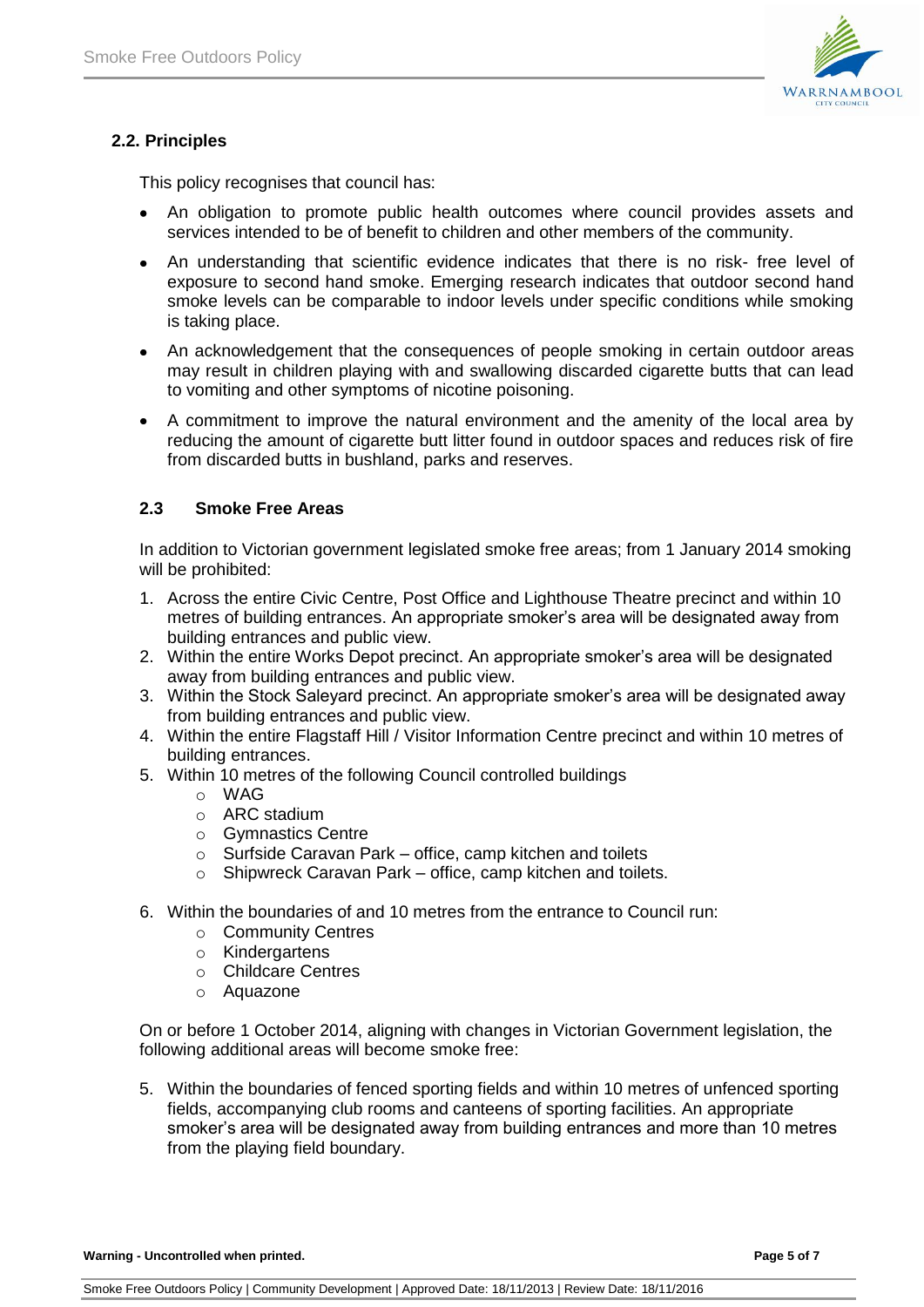### 2.2. Principles

This policy recognises that council has:

- An obligation to promote public health outcomes where council provides assets and services intended to be of benefit to children and other members of the community.
- An understanding that scientific evidence indicates that there is no risk- free level of exposure to second hand smoke. Emerging research indicates that outdoor second hand smoke levels can be comparable to indoor levels under specific conditions while smoking is taking place.
- An acknowledgement that the consequences of people smoking in certain outdoor areas may result in children playing with and swallowing discarded cigarette butts that can lead to vomiting and other symptoms of nicotine poisoning.
- A commitment to improve the natural environment and the amenity of the local area by reducing the amount of cigarette butt litter found in outdoor spaces and reduces risk of fire from discarded butts in bushland, parks and reserves.

### 2.3 Smoke Free Areas

In addition to Victorian government legislated smoke free areas; from 1 January 2014 smoking will be prohibited:

1. Across the entire Civic Centre, Post Office and Lighthouse Theatre precinct and within 10 metres of building entrances. An appropriate smoker's area will be designated away from building entrances and public view.
2. Within the entire Works Depot precinct. An appropriate smoker's area will be designated away from building entrances and public view.
3. Within the Stock Saleyard precinct. An appropriate smoker's area will be designated away from building entrances and public view.
4. Within the entire Flagstaff Hill / Visitor Information Centre precinct and within 10 metres of building entrances.
5. Within 10 metres of the following Council controlled buildings
   - WAG
   - ARC stadium
   - Gymnastics Centre
   - Surfside Caravan Park – office, camp kitchen and toilets
   - Shipwreck Caravan Park – office, camp kitchen and toilets.
6. Within the boundaries of and 10 metres from the entrance to Council run:
   - Community Centres
   - Kindergartens
   - Childcare Centres
   - Aquazone

On or before 1 October 2014, aligning with changes in Victorian Government legislation, the following additional areas will become smoke free:

5. Within the boundaries of fenced sporting fields and within 10 metres of unfenced sporting fields, accompanying club rooms and canteens of sporting facilities. An appropriate smoker's area will be designated away from building entrances and more than 10 metres from the playing field boundary.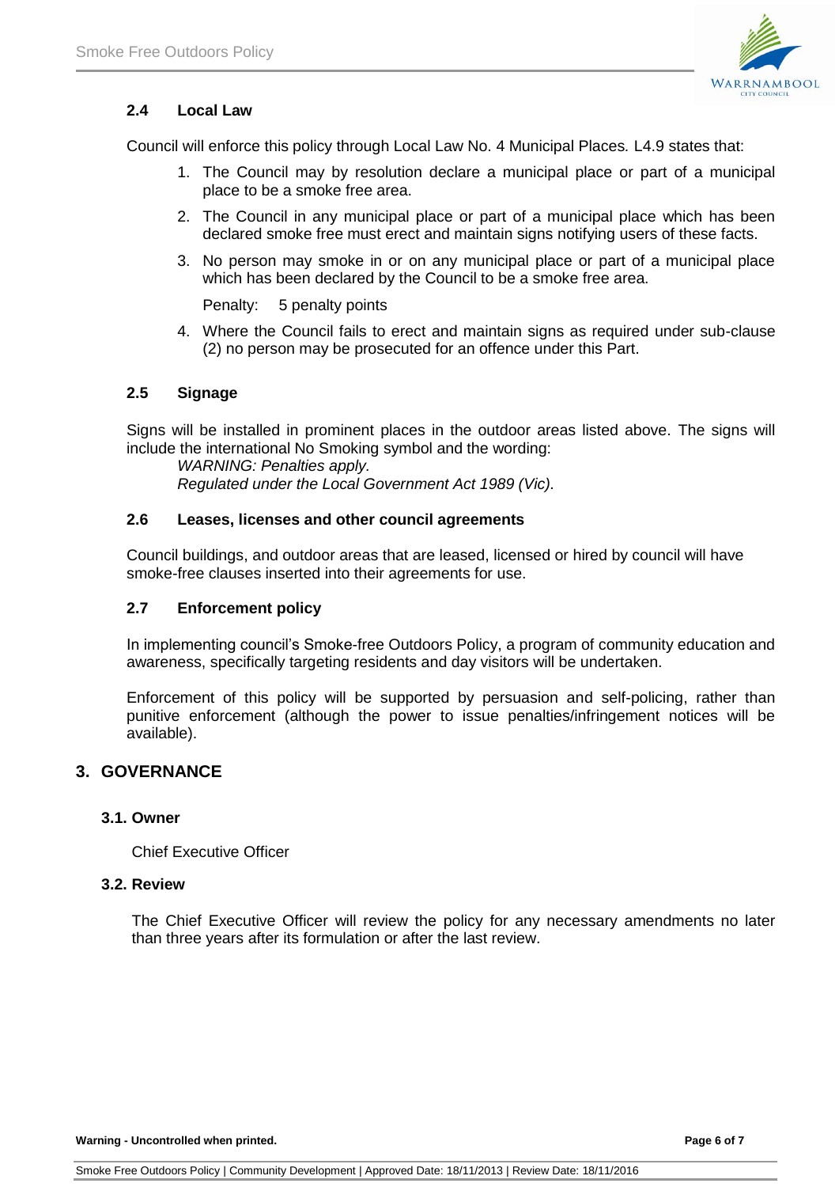### 2.4 Local Law

Council will enforce this policy through Local Law No. 4 Municipal Places. L4.9 states that:

1. The Council may by resolution declare a municipal place or part of a municipal place to be a smoke free area.
2. The Council in any municipal place or part of a municipal place which has been declared smoke free must erect and maintain signs notifying users of these facts.
3. No person may smoke in or on any municipal place or part of a municipal place which has been declared by the Council to be a smoke free area.

   Penalty: 5 penalty points

4. Where the Council fails to erect and maintain signs as required under sub-clause (2) no person may be prosecuted for an offence under this Part.

### 2.5 Signage

Signs will be installed in prominent places in the outdoor areas listed above. The signs will include the international No Smoking symbol and the wording:

*WARNING: Penalties apply.*
*Regulated under the Local Government Act 1989 (Vic).*

### 2.6 Leases, licenses and other council agreements

Council buildings, and outdoor areas that are leased, licensed or hired by council will have smoke-free clauses inserted into their agreements for use.

### 2.7 Enforcement policy

In implementing council's Smoke-free Outdoors Policy, a program of community education and awareness, specifically targeting residents and day visitors will be undertaken.

Enforcement of this policy will be supported by persuasion and self-policing, rather than punitive enforcement (although the power to issue penalties/infringement notices will be available).

## 3. GOVERNANCE

### 3.1. Owner

Chief Executive Officer

### 3.2. Review

The Chief Executive Officer will review the policy for any necessary amendments no later than three years after its formulation or after the last review.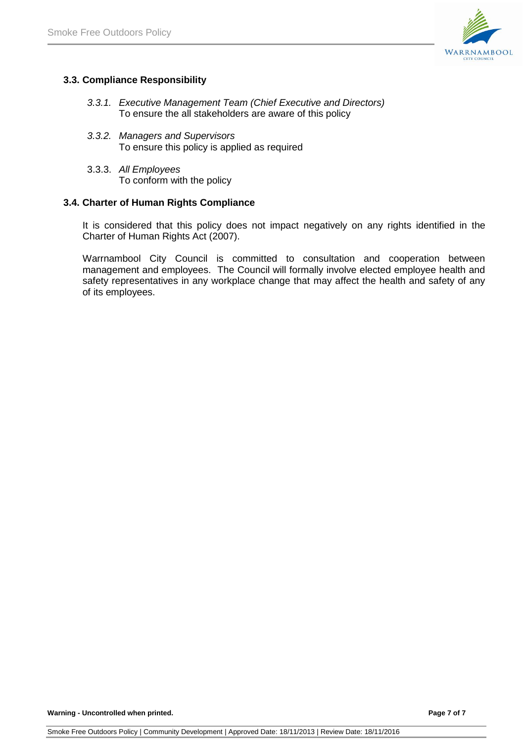### 3.3. Compliance Responsibility

*3.3.1. Executive Management Team (Chief Executive and Directors)*
To ensure the all stakeholders are aware of this policy

*3.3.2. Managers and Supervisors*
To ensure this policy is applied as required

3.3.3. *All Employees*
To conform with the policy

### 3.4. Charter of Human Rights Compliance

It is considered that this policy does not impact negatively on any rights identified in the Charter of Human Rights Act (2007).

Warrnambool City Council is committed to consultation and cooperation between management and employees. The Council will formally involve elected employee health and safety representatives in any workplace change that may affect the health and safety of any of its employees.